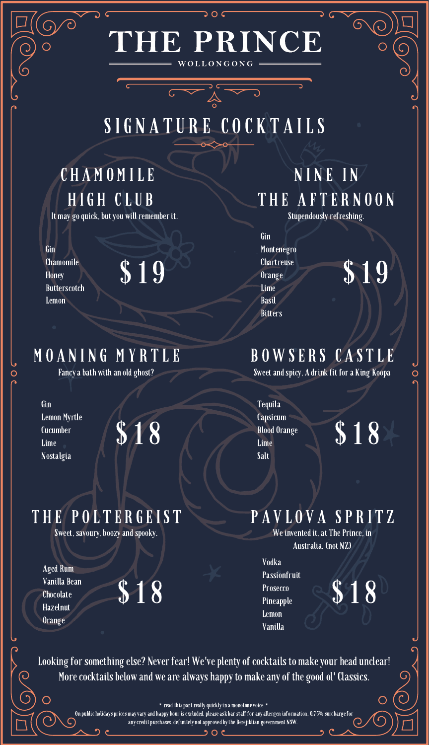# THE PRINCE

WOLLONGONG

## SIGNATURE COCKTAILS

### CHAMOMILE HIGH CLUB

It may go quick, but you will remember it.

Gin
Chamomile
Honey
Butterscotch
Lemon

$19

### NINE IN THE AFTERNOON

Stupendously refreshing.

Gin
Montenegro
Chartreuse
Orange
Lime
Basil
Bitters

$19

### MOANING MYRTLE

Fancy a bath with an old ghost?

Gin
Lemon Myrtle
Cucumber
Lime
Nostalgia

$18

### BOWSERS CASTLE

Sweet and spicy, A drink fit for a King Koopa

Tequila
Capsicum
Blood Orange
Lime
Salt

$18

### THE POLTERGEIST

Sweet, savoury, boozy and spooky.

Aged Rum
Vanilla Bean
Chocolate
Hazelnut
Orange

$18

### PAVLOVA SPRITZ

We invented it, at The Prince, in Australia. (not NZ)

Vodka
Passionfruit
Prosecco
Pineapple
Lemon
Vanilla

$18

Looking for something else? Never fear! We've plenty of cocktails to make your head unclear! More cocktails below and we are always happy to make any of the good ol' Classics.

* read this part really quickly in a monotone voice *
On public holidays prices may vary and happy hour is excluded, please ask bar staff for any allergen information, 0.75% surcharge for any credit purchases, definitely not approved by the Berejiklian government NSW.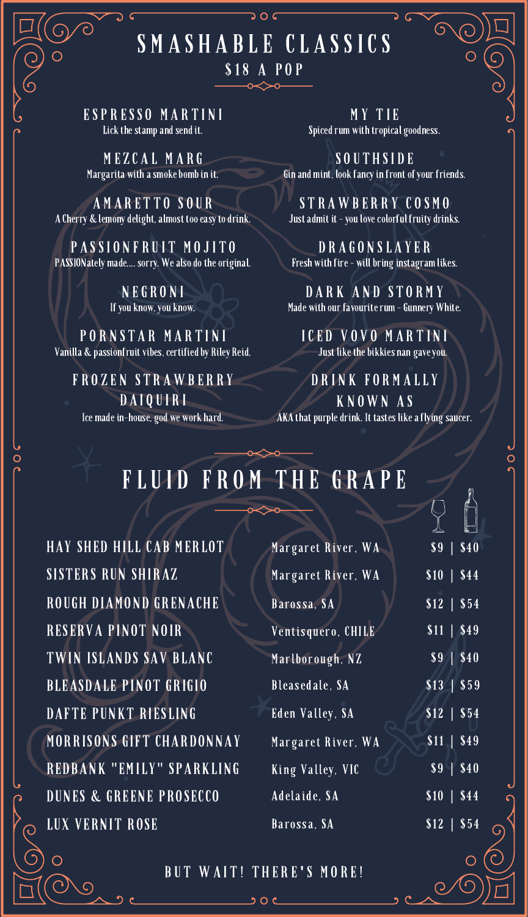# SMASHABLE CLASSICS

## $18 A POP

**ESPRESSO MARTINI**
Lick the stamp and send it.

**MEZCAL MARG**
Margarita with a smoke bomb in it.

**AMARETTO SOUR**
A Cherry & lemony delight, almost too easy to drink.

**PASSIONFRUIT MOJITO**
PASSIONately made.... sorry. We also do the original.

**NEGRONI**
If you know, you know.

**PORNSTAR MARTINI**
Vanilla & passionfruit vibes, certified by Riley Reid.

**FROZEN STRAWBERRY DAIQUIRI**
Ice made in-house, god we work hard.

**MY TIE**
Spiced rum with tropical goodness.

**SOUTHSIDE**
Gin and mint, look fancy in front of your friends.

**STRAWBERRY COSMO**
Just admit it - you love colorful fruity drinks.

**DRAGONSLAYER**
Fresh with fire - will bring instagram likes.

**DARK AND STORMY**
Made with our favourite rum - Gunnery White.

**ICED VOVO MARTINI**
Just like the bikkies nan gave you.

**DRINK FORMALLY KNOWN AS**
AKA that purple drink. It tastes like a flying saucer.

# FLUID FROM THE GRAPE

| Wine | Region | Glass \| Bottle |
| --- | --- | --- |
| HAY SHED HILL CAB MERLOT | Margaret River, WA | $9 \| $40 |
| SISTERS RUN SHIRAZ | Margaret River, WA | $10 \| $44 |
| ROUGH DIAMOND GRENACHE | Barossa, SA | $12 \| $54 |
| RESERVA PINOT NOIR | Ventisquero, CHILE | $11 \| $49 |
| TWIN ISLANDS SAV BLANC | Marlborough, NZ | $9 \| $40 |
| BLEASDALE PINOT GRIGIO | Bleasedale, SA | $13 \| $59 |
| DAFTE PUNKT RIESLING | Eden Valley, SA | $12 \| $54 |
| MORRISONS GIFT CHARDONNAY | Margaret River, WA | $11 \| $49 |
| REDBANK "EMILY" SPARKLING | King Valley, VIC | $9 \| $40 |
| DUNES & GREENE PROSECCO | Adelaide, SA | $10 \| $44 |
| LUX VERNIT ROSE | Barossa, SA | $12 \| $54 |

BUT WAIT! THERE'S MORE!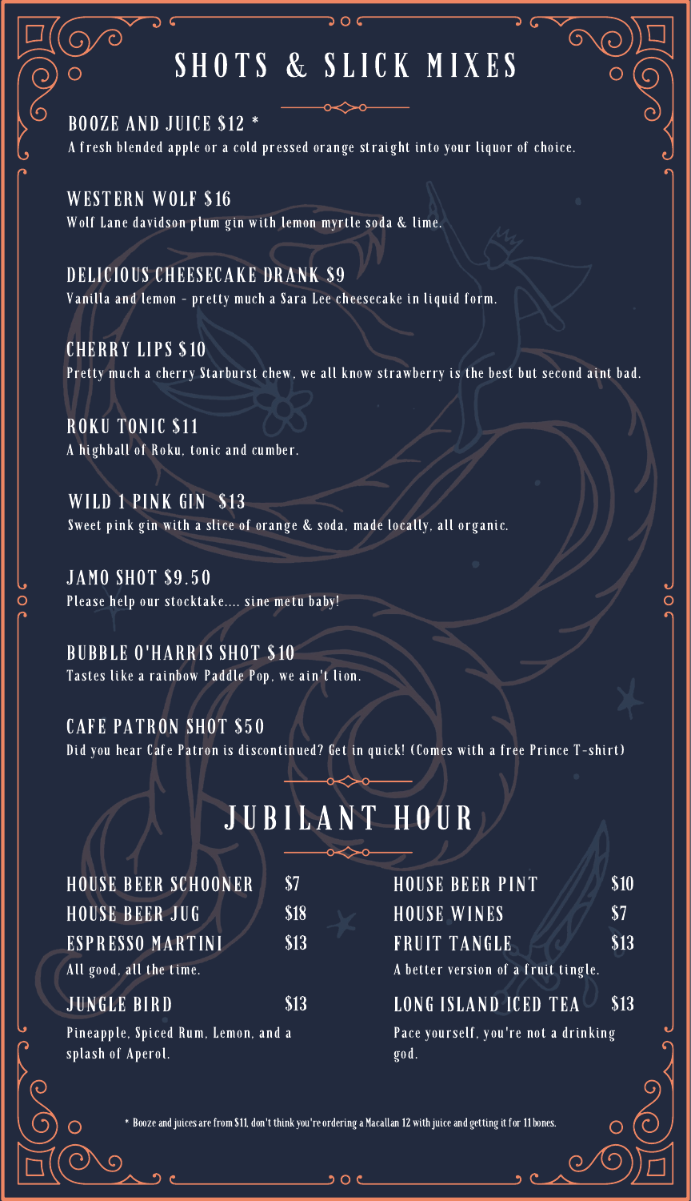# SHOTS & SLICK MIXES

**BOOZE AND JUICE $12 ***
A fresh blended apple or a cold pressed orange straight into your liquor of choice.

**WESTERN WOLF $16**
Wolf Lane davidson plum gin with lemon myrtle soda & lime.

**DELICIOUS CHEESECAKE DRANK $9**
Vanilla and lemon - pretty much a Sara Lee cheesecake in liquid form.

**CHERRY LIPS $10**
Pretty much a cherry Starburst chew, we all know strawberry is the best but second aint bad.

**ROKU TONIC $11**
A highball of Roku, tonic and cumber.

**WILD 1 PINK GIN $13**
Sweet pink gin with a slice of orange & soda, made locally, all organic.

**JAMO SHOT $9.50**
Please help our stocktake.... sine metu baby!

**BUBBLE O'HARRIS SHOT $10**
Tastes like a rainbow Paddle Pop, we ain't lion.

**CAFE PATRON SHOT $50**
Did you hear Cafe Patron is discontinued? Get in quick! (Comes with a free Prince T-shirt)

# JUBILANT HOUR

**HOUSE BEER SCHOONER** $7

**HOUSE BEER JUG** $18

**ESPRESSO MARTINI** $13
All good, all the time.

**JUNGLE BIRD** $13
Pineapple, Spiced Rum, Lemon, and a splash of Aperol.

**HOUSE BEER PINT** $10

**HOUSE WINES** $7

**FRUIT TANGLE** $13
A better version of a fruit tingle.

**LONG ISLAND ICED TEA** $13
Pace yourself, you're not a drinking god.

* Booze and juices are from $11, don't think you're ordering a Macallan 12 with juice and getting it for 11 bones.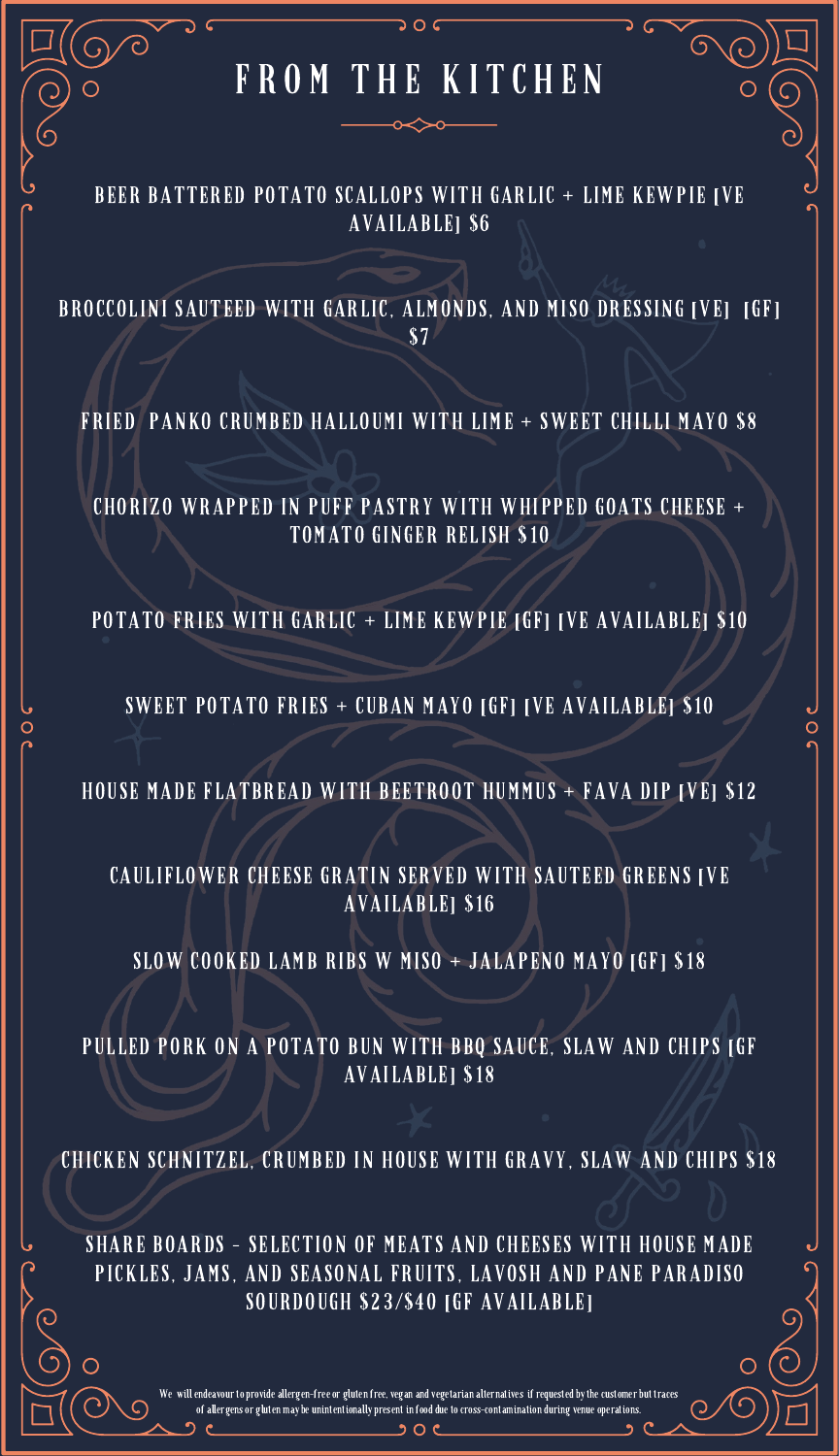# FROM THE KITCHEN

BEER BATTERED POTATO SCALLOPS WITH GARLIC + LIME KEWPIE [VE AVAILABLE] $6

BROCCOLINI SAUTEED WITH GARLIC, ALMONDS, AND MISO DRESSING [VE] [GF] $7

FRIED PANKO CRUMBED HALLOUMI WITH LIME + SWEET CHILLI MAYO $8

CHORIZO WRAPPED IN PUFF PASTRY WITH WHIPPED GOATS CHEESE + TOMATO GINGER RELISH $10

POTATO FRIES WITH GARLIC + LIME KEWPIE [GF] [VE AVAILABLE] $10

SWEET POTATO FRIES + CUBAN MAYO [GF] [VE AVAILABLE] $10

HOUSE MADE FLATBREAD WITH BEETROOT HUMMUS + FAVA DIP [VE] $12

CAULIFLOWER CHEESE GRATIN SERVED WITH SAUTEED GREENS [VE AVAILABLE] $16

SLOW COOKED LAMB RIBS W MISO + JALAPENO MAYO [GF] $18

PULLED PORK ON A POTATO BUN WITH BBQ SAUCE, SLAW AND CHIPS [GF AVAILABLE] $18

CHICKEN SCHNITZEL, CRUMBED IN HOUSE WITH GRAVY, SLAW AND CHIPS $18

SHARE BOARDS - SELECTION OF MEATS AND CHEESES WITH HOUSE MADE PICKLES, JAMS, AND SEASONAL FRUITS, LAVOSH AND PANE PARADISO SOURDOUGH $23/$40 [GF AVAILABLE]

We will endeavour to provide allergen-free or gluten free, vegan and vegetarian alternatives if requested by the customer but traces of allergens or gluten may be unintentionally present in food due to cross-contamination during venue operations.